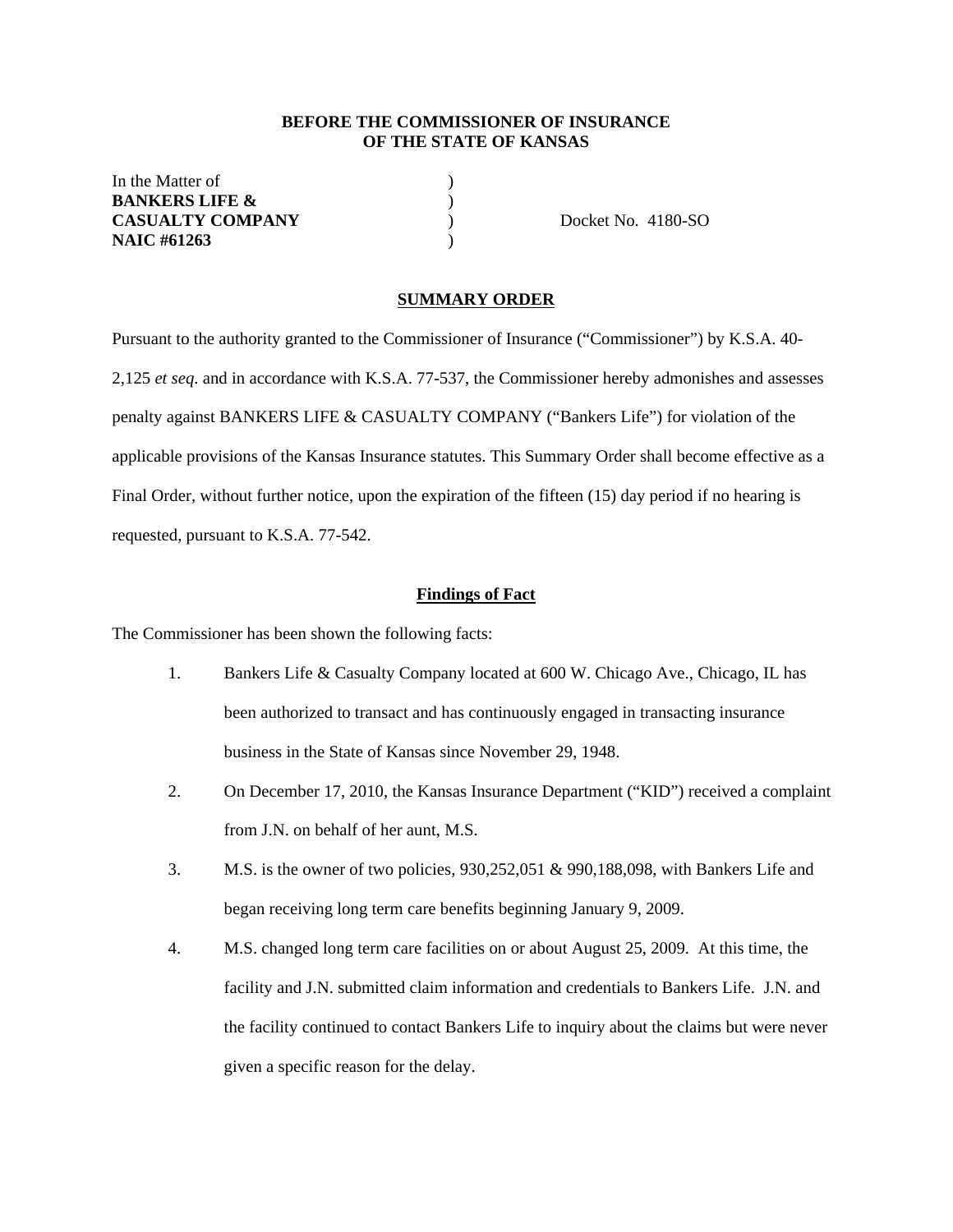**BEFORE THE COMMISSIONER OF INSURANCE**
**OF THE STATE OF KANSAS**

In the Matter of )
**BANKERS LIFE &** )
**CASUALTY COMPANY** ) Docket No. 4180-SO
**NAIC #61263** )

## SUMMARY ORDER

Pursuant to the authority granted to the Commissioner of Insurance ("Commissioner") by K.S.A. 40-2,125 *et seq*. and in accordance with K.S.A. 77-537, the Commissioner hereby admonishes and assesses penalty against BANKERS LIFE & CASUALTY COMPANY ("Bankers Life") for violation of the applicable provisions of the Kansas Insurance statutes. This Summary Order shall become effective as a Final Order, without further notice, upon the expiration of the fifteen (15) day period if no hearing is requested, pursuant to K.S.A. 77-542.

## Findings of Fact

The Commissioner has been shown the following facts:

1. Bankers Life & Casualty Company located at 600 W. Chicago Ave., Chicago, IL has been authorized to transact and has continuously engaged in transacting insurance business in the State of Kansas since November 29, 1948.

2. On December 17, 2010, the Kansas Insurance Department ("KID") received a complaint from J.N. on behalf of her aunt, M.S.

3. M.S. is the owner of two policies, 930,252,051 & 990,188,098, with Bankers Life and began receiving long term care benefits beginning January 9, 2009.

4. M.S. changed long term care facilities on or about August 25, 2009. At this time, the facility and J.N. submitted claim information and credentials to Bankers Life. J.N. and the facility continued to contact Bankers Life to inquiry about the claims but were never given a specific reason for the delay.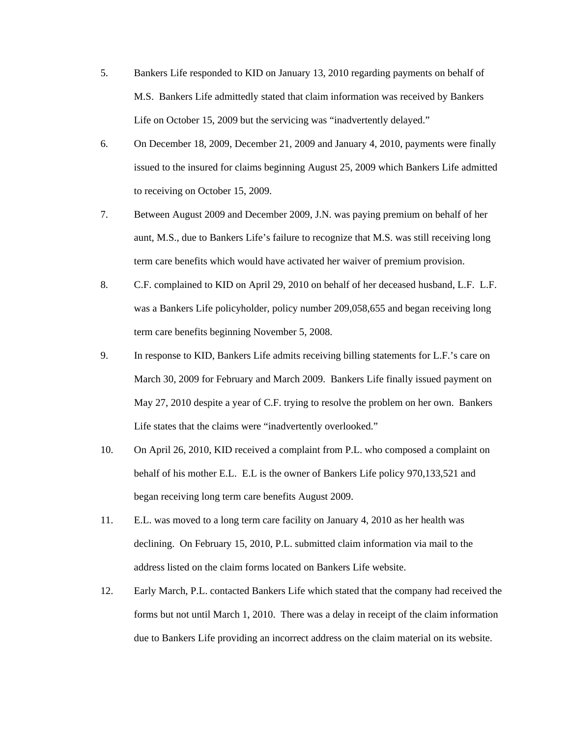5. Bankers Life responded to KID on January 13, 2010 regarding payments on behalf of M.S. Bankers Life admittedly stated that claim information was received by Bankers Life on October 15, 2009 but the servicing was "inadvertently delayed."

6. On December 18, 2009, December 21, 2009 and January 4, 2010, payments were finally issued to the insured for claims beginning August 25, 2009 which Bankers Life admitted to receiving on October 15, 2009.

7. Between August 2009 and December 2009, J.N. was paying premium on behalf of her aunt, M.S., due to Bankers Life's failure to recognize that M.S. was still receiving long term care benefits which would have activated her waiver of premium provision.

8. C.F. complained to KID on April 29, 2010 on behalf of her deceased husband, L.F. L.F. was a Bankers Life policyholder, policy number 209,058,655 and began receiving long term care benefits beginning November 5, 2008.

9. In response to KID, Bankers Life admits receiving billing statements for L.F.'s care on March 30, 2009 for February and March 2009. Bankers Life finally issued payment on May 27, 2010 despite a year of C.F. trying to resolve the problem on her own. Bankers Life states that the claims were "inadvertently overlooked."

10. On April 26, 2010, KID received a complaint from P.L. who composed a complaint on behalf of his mother E.L. E.L is the owner of Bankers Life policy 970,133,521 and began receiving long term care benefits August 2009.

11. E.L. was moved to a long term care facility on January 4, 2010 as her health was declining. On February 15, 2010, P.L. submitted claim information via mail to the address listed on the claim forms located on Bankers Life website.

12. Early March, P.L. contacted Bankers Life which stated that the company had received the forms but not until March 1, 2010. There was a delay in receipt of the claim information due to Bankers Life providing an incorrect address on the claim material on its website.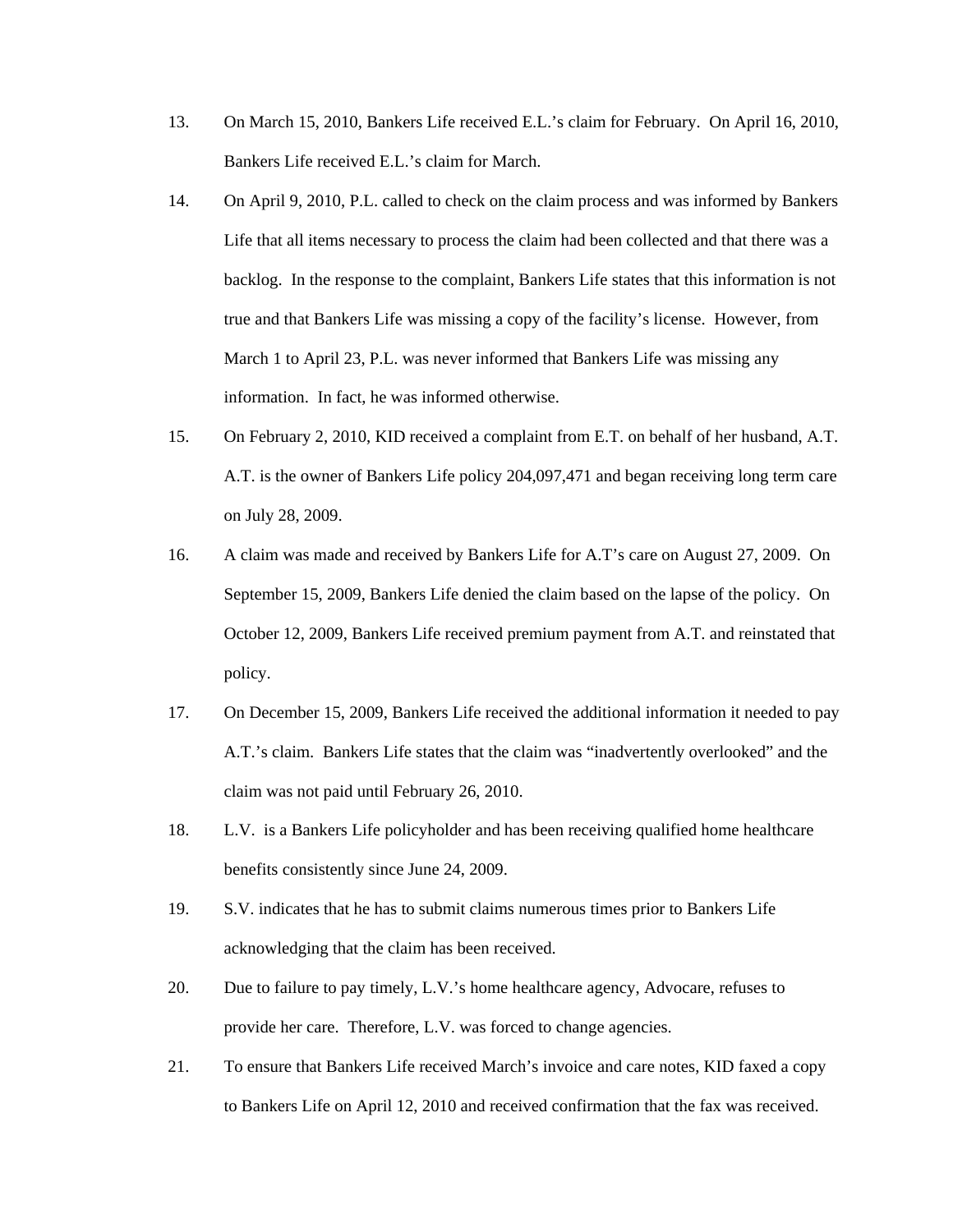13. On March 15, 2010, Bankers Life received E.L.'s claim for February. On April 16, 2010, Bankers Life received E.L.'s claim for March.

14. On April 9, 2010, P.L. called to check on the claim process and was informed by Bankers Life that all items necessary to process the claim had been collected and that there was a backlog. In the response to the complaint, Bankers Life states that this information is not true and that Bankers Life was missing a copy of the facility's license. However, from March 1 to April 23, P.L. was never informed that Bankers Life was missing any information. In fact, he was informed otherwise.

15. On February 2, 2010, KID received a complaint from E.T. on behalf of her husband, A.T. A.T. is the owner of Bankers Life policy 204,097,471 and began receiving long term care on July 28, 2009.

16. A claim was made and received by Bankers Life for A.T's care on August 27, 2009. On September 15, 2009, Bankers Life denied the claim based on the lapse of the policy. On October 12, 2009, Bankers Life received premium payment from A.T. and reinstated that policy.

17. On December 15, 2009, Bankers Life received the additional information it needed to pay A.T.'s claim. Bankers Life states that the claim was "inadvertently overlooked" and the claim was not paid until February 26, 2010.

18. L.V. is a Bankers Life policyholder and has been receiving qualified home healthcare benefits consistently since June 24, 2009.

19. S.V. indicates that he has to submit claims numerous times prior to Bankers Life acknowledging that the claim has been received.

20. Due to failure to pay timely, L.V.'s home healthcare agency, Advocare, refuses to provide her care. Therefore, L.V. was forced to change agencies.

21. To ensure that Bankers Life received March's invoice and care notes, KID faxed a copy to Bankers Life on April 12, 2010 and received confirmation that the fax was received.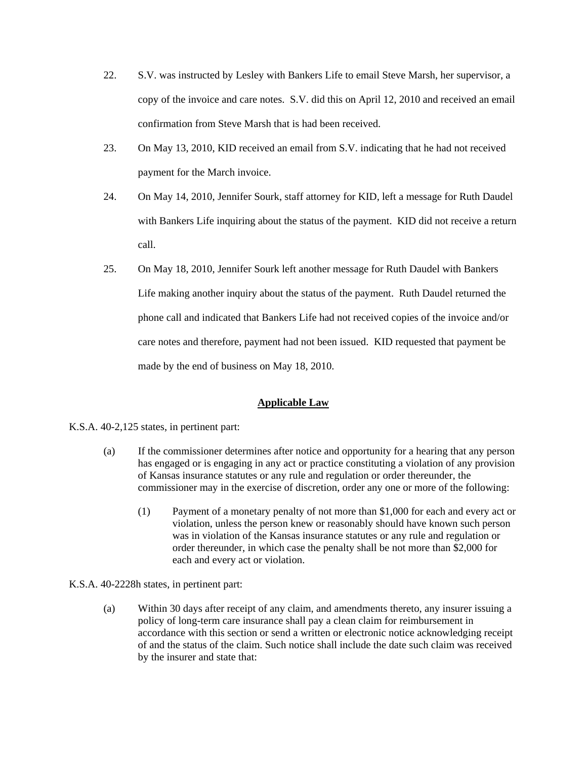22. S.V. was instructed by Lesley with Bankers Life to email Steve Marsh, her supervisor, a copy of the invoice and care notes. S.V. did this on April 12, 2010 and received an email confirmation from Steve Marsh that is had been received.

23. On May 13, 2010, KID received an email from S.V. indicating that he had not received payment for the March invoice.

24. On May 14, 2010, Jennifer Sourk, staff attorney for KID, left a message for Ruth Daudel with Bankers Life inquiring about the status of the payment. KID did not receive a return call.

25. On May 18, 2010, Jennifer Sourk left another message for Ruth Daudel with Bankers Life making another inquiry about the status of the payment. Ruth Daudel returned the phone call and indicated that Bankers Life had not received copies of the invoice and/or care notes and therefore, payment had not been issued. KID requested that payment be made by the end of business on May 18, 2010.

## **Applicable Law**

K.S.A. 40-2,125 states, in pertinent part:

> (a) If the commissioner determines after notice and opportunity for a hearing that any person has engaged or is engaging in any act or practice constituting a violation of any provision of Kansas insurance statutes or any rule and regulation or order thereunder, the commissioner may in the exercise of discretion, order any one or more of the following:
>
> > (1) Payment of a monetary penalty of not more than $1,000 for each and every act or violation, unless the person knew or reasonably should have known such person was in violation of the Kansas insurance statutes or any rule and regulation or order thereunder, in which case the penalty shall be not more than $2,000 for each and every act or violation.

K.S.A. 40-2228h states, in pertinent part:

> (a) Within 30 days after receipt of any claim, and amendments thereto, any insurer issuing a policy of long-term care insurance shall pay a clean claim for reimbursement in accordance with this section or send a written or electronic notice acknowledging receipt of and the status of the claim. Such notice shall include the date such claim was received by the insurer and state that: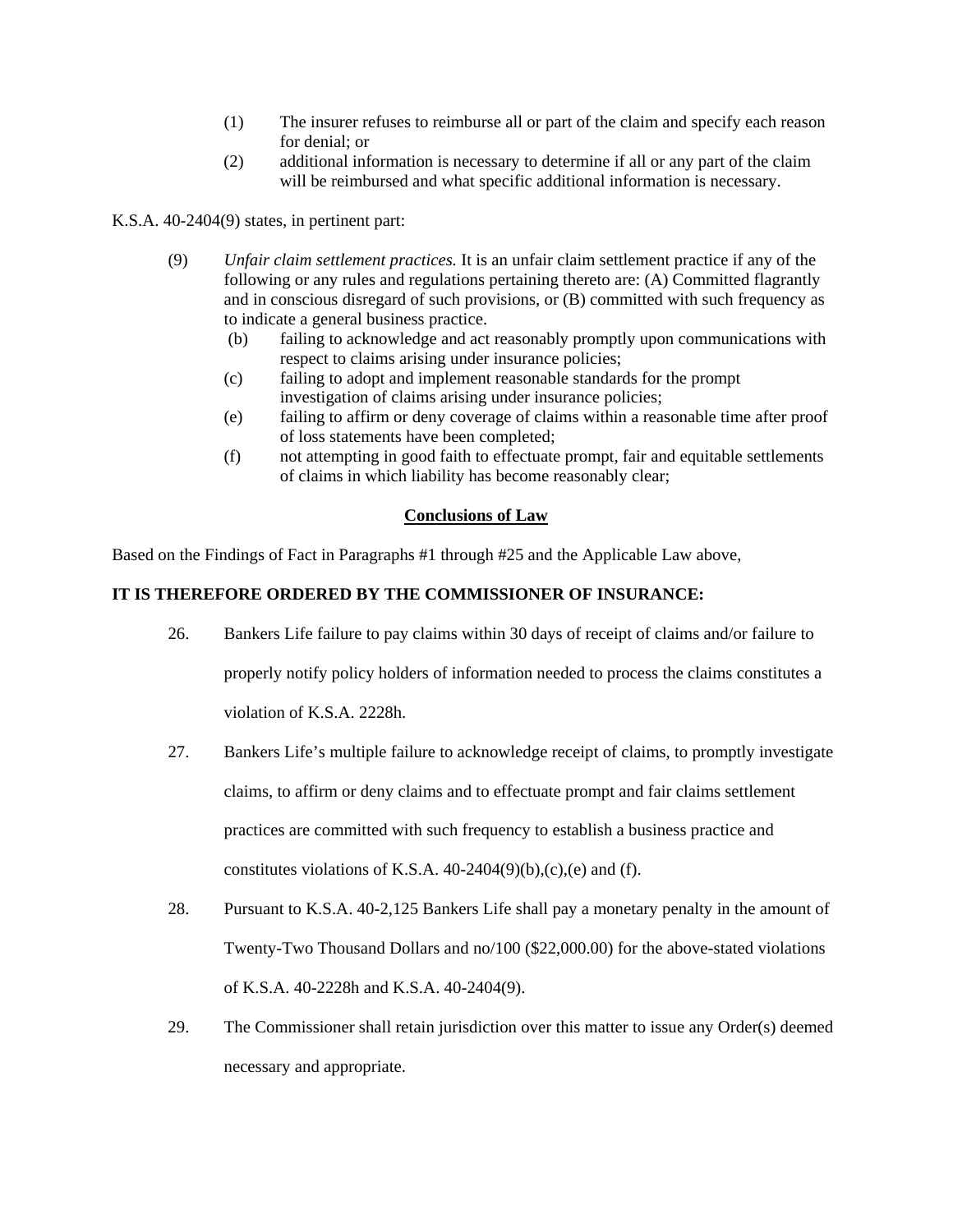(1) The insurer refuses to reimburse all or part of the claim and specify each reason for denial; or

(2) additional information is necessary to determine if all or any part of the claim will be reimbursed and what specific additional information is necessary.

K.S.A. 40-2404(9) states, in pertinent part:

(9) *Unfair claim settlement practices.* It is an unfair claim settlement practice if any of the following or any rules and regulations pertaining thereto are: (A) Committed flagrantly and in conscious disregard of such provisions, or (B) committed with such frequency as to indicate a general business practice.

(b) failing to acknowledge and act reasonably promptly upon communications with respect to claims arising under insurance policies;

(c) failing to adopt and implement reasonable standards for the prompt investigation of claims arising under insurance policies;

(e) failing to affirm or deny coverage of claims within a reasonable time after proof of loss statements have been completed;

(f) not attempting in good faith to effectuate prompt, fair and equitable settlements of claims in which liability has become reasonably clear;

## Conclusions of Law

Based on the Findings of Fact in Paragraphs #1 through #25 and the Applicable Law above,

**IT IS THEREFORE ORDERED BY THE COMMISSIONER OF INSURANCE:**

26. Bankers Life failure to pay claims within 30 days of receipt of claims and/or failure to properly notify policy holders of information needed to process the claims constitutes a violation of K.S.A. 2228h.

27. Bankers Life's multiple failure to acknowledge receipt of claims, to promptly investigate claims, to affirm or deny claims and to effectuate prompt and fair claims settlement practices are committed with such frequency to establish a business practice and constitutes violations of K.S.A. 40-2404(9)(b),(c),(e) and (f).

28. Pursuant to K.S.A. 40-2,125 Bankers Life shall pay a monetary penalty in the amount of Twenty-Two Thousand Dollars and no/100 ($22,000.00) for the above-stated violations of K.S.A. 40-2228h and K.S.A. 40-2404(9).

29. The Commissioner shall retain jurisdiction over this matter to issue any Order(s) deemed necessary and appropriate.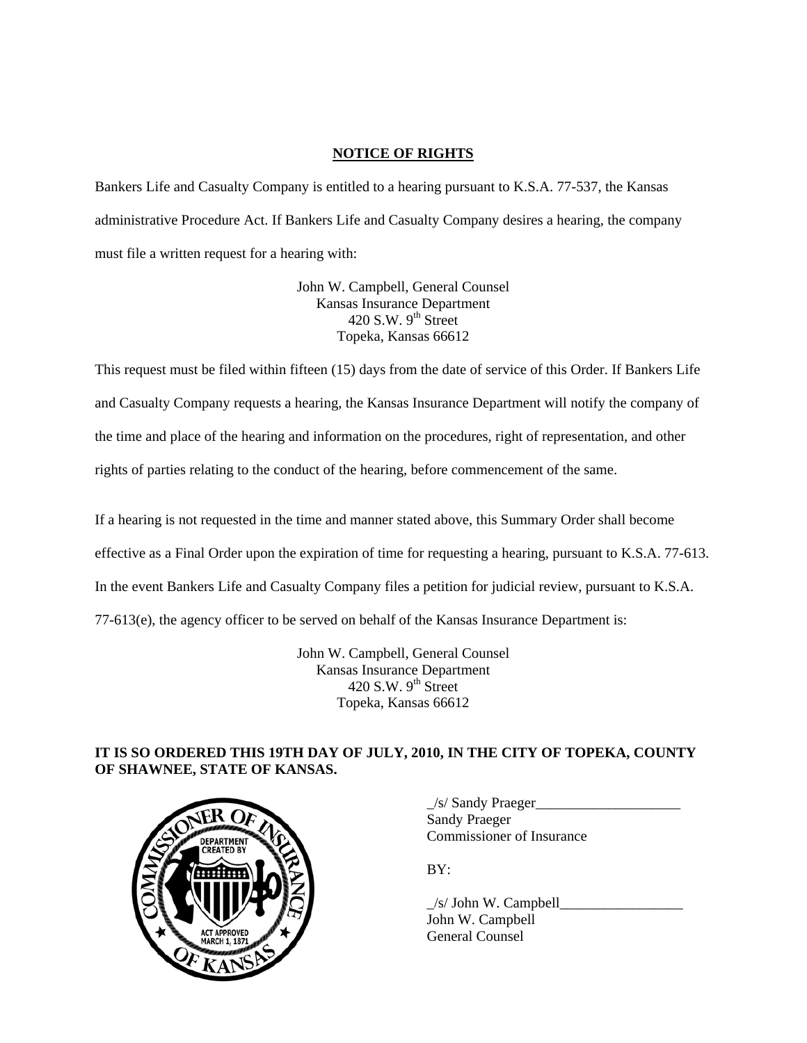**NOTICE OF RIGHTS**

Bankers Life and Casualty Company is entitled to a hearing pursuant to K.S.A. 77-537, the Kansas administrative Procedure Act. If Bankers Life and Casualty Company desires a hearing, the company must file a written request for a hearing with:

John W. Campbell, General Counsel
Kansas Insurance Department
420 S.W. 9th Street
Topeka, Kansas 66612

This request must be filed within fifteen (15) days from the date of service of this Order. If Bankers Life and Casualty Company requests a hearing, the Kansas Insurance Department will notify the company of the time and place of the hearing and information on the procedures, right of representation, and other rights of parties relating to the conduct of the hearing, before commencement of the same.

If a hearing is not requested in the time and manner stated above, this Summary Order shall become effective as a Final Order upon the expiration of time for requesting a hearing, pursuant to K.S.A. 77-613. In the event Bankers Life and Casualty Company files a petition for judicial review, pursuant to K.S.A. 77-613(e), the agency officer to be served on behalf of the Kansas Insurance Department is:

John W. Campbell, General Counsel
Kansas Insurance Department
420 S.W. 9th Street
Topeka, Kansas 66612

**IT IS SO ORDERED THIS 19TH DAY OF JULY, 2010, IN THE CITY OF TOPEKA, COUNTY OF SHAWNEE, STATE OF KANSAS.**

_/s/ Sandy Praeger____________________
Sandy Praeger
Commissioner of Insurance

BY:

_/s/ John W. Campbell_________________
John W. Campbell
General Counsel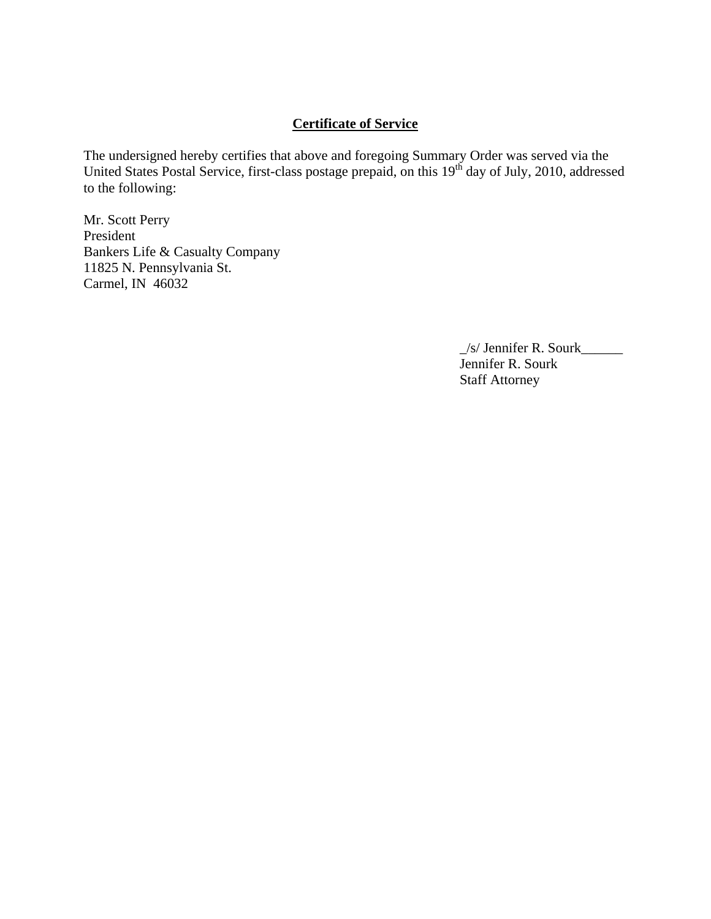## **Certificate of Service**

The undersigned hereby certifies that above and foregoing Summary Order was served via the United States Postal Service, first-class postage prepaid, on this 19th day of July, 2010, addressed to the following:

Mr. Scott Perry
President
Bankers Life & Casualty Company
11825 N. Pennsylvania St.
Carmel, IN 46032

_/s/ Jennifer R. Sourk______
Jennifer R. Sourk
Staff Attorney